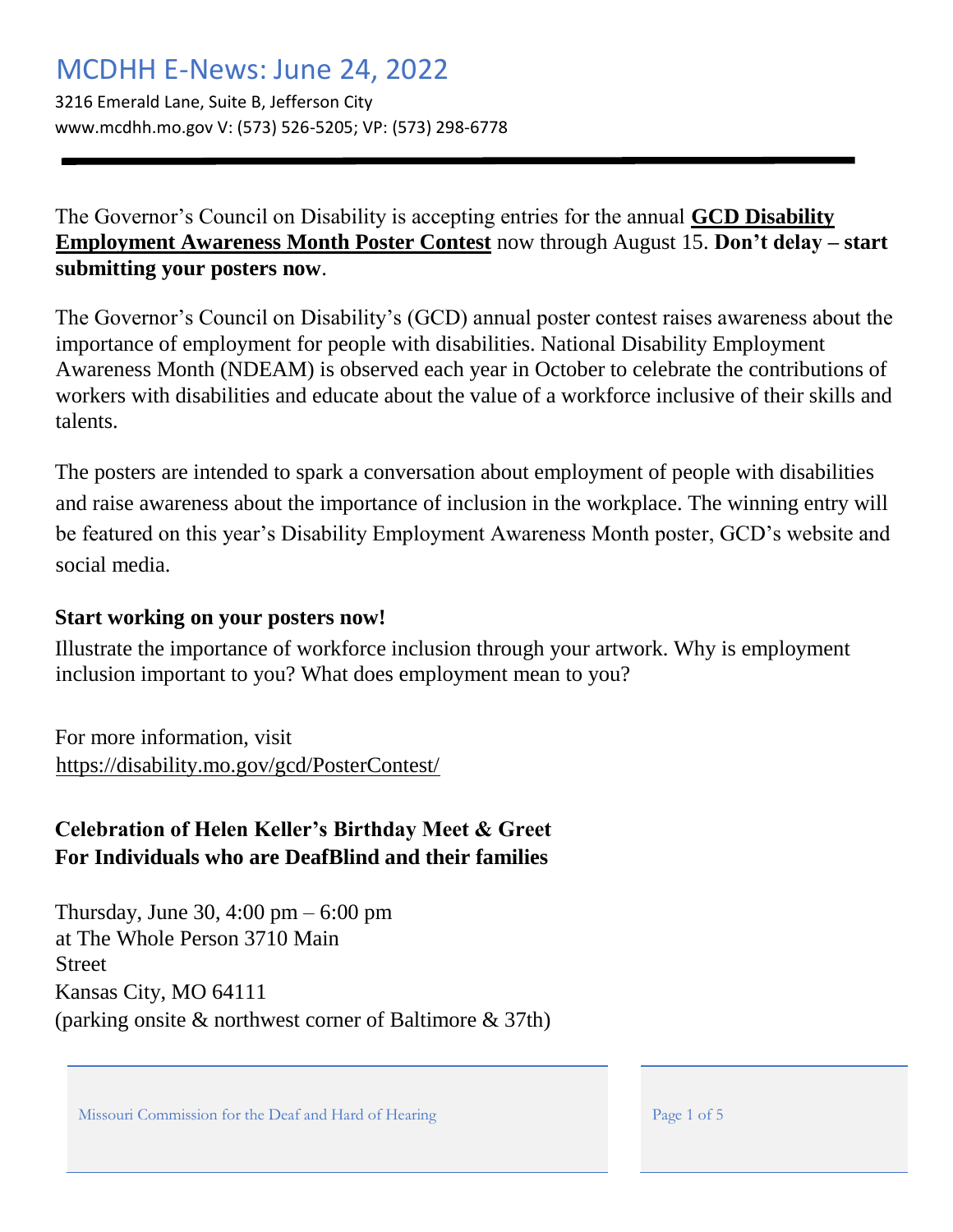# MCDHH E-News: June 24, 2022

3216 Emerald Lane, Suite B, Jefferson City
www.mcdhh.mo.gov V: (573) 526-5205; VP: (573) 298-6778

---

The Governor's Council on Disability is accepting entries for the annual **GCD Disability Employment Awareness Month Poster Contest** now through August 15. **Don't delay – start submitting your posters now**.

The Governor's Council on Disability's (GCD) annual poster contest raises awareness about the importance of employment for people with disabilities. National Disability Employment Awareness Month (NDEAM) is observed each year in October to celebrate the contributions of workers with disabilities and educate about the value of a workforce inclusive of their skills and talents.

The posters are intended to spark a conversation about employment of people with disabilities and raise awareness about the importance of inclusion in the workplace. The winning entry will be featured on this year's Disability Employment Awareness Month poster, GCD's website and social media.

**Start working on your posters now!**

Illustrate the importance of workforce inclusion through your artwork. Why is employment inclusion important to you? What does employment mean to you?

For more information, visit
https://disability.mo.gov/gcd/PosterContest/

**Celebration of Helen Keller's Birthday Meet & Greet**
**For Individuals who are DeafBlind and their families**

Thursday, June 30, 4:00 pm – 6:00 pm
at The Whole Person 3710 Main Street
Kansas City, MO 64111
(parking onsite & northwest corner of Baltimore & 37th)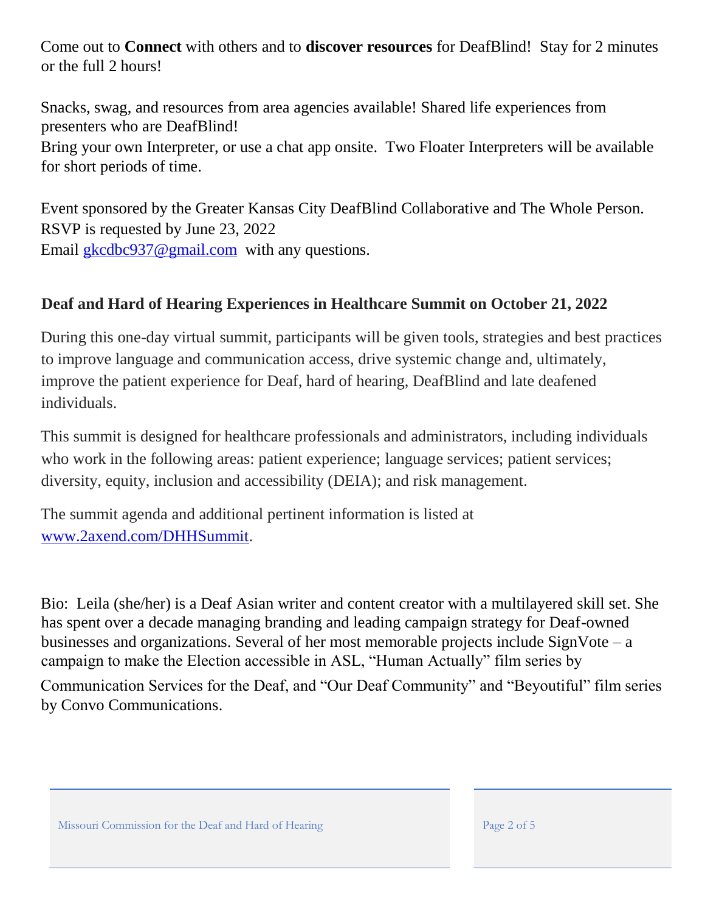Come out to **Connect** with others and to **discover resources** for DeafBlind! Stay for 2 minutes or the full 2 hours!

Snacks, swag, and resources from area agencies available! Shared life experiences from presenters who are DeafBlind!
Bring your own Interpreter, or use a chat app onsite. Two Floater Interpreters will be available for short periods of time.

Event sponsored by the Greater Kansas City DeafBlind Collaborative and The Whole Person.
RSVP is requested by June 23, 2022
Email gkcdbc937@gmail.com with any questions.

**Deaf and Hard of Hearing Experiences in Healthcare Summit on October 21, 2022**

During this one-day virtual summit, participants will be given tools, strategies and best practices to improve language and communication access, drive systemic change and, ultimately, improve the patient experience for Deaf, hard of hearing, DeafBlind and late deafened individuals.

This summit is designed for healthcare professionals and administrators, including individuals who work in the following areas: patient experience; language services; patient services; diversity, equity, inclusion and accessibility (DEIA); and risk management.

The summit agenda and additional pertinent information is listed at www.2axend.com/DHHSummit.

Bio: Leila (she/her) is a Deaf Asian writer and content creator with a multilayered skill set. She has spent over a decade managing branding and leading campaign strategy for Deaf-owned businesses and organizations. Several of her most memorable projects include SignVote – a campaign to make the Election accessible in ASL, "Human Actually" film series by Communication Services for the Deaf, and "Our Deaf Community" and "Beyoutiful" film series by Convo Communications.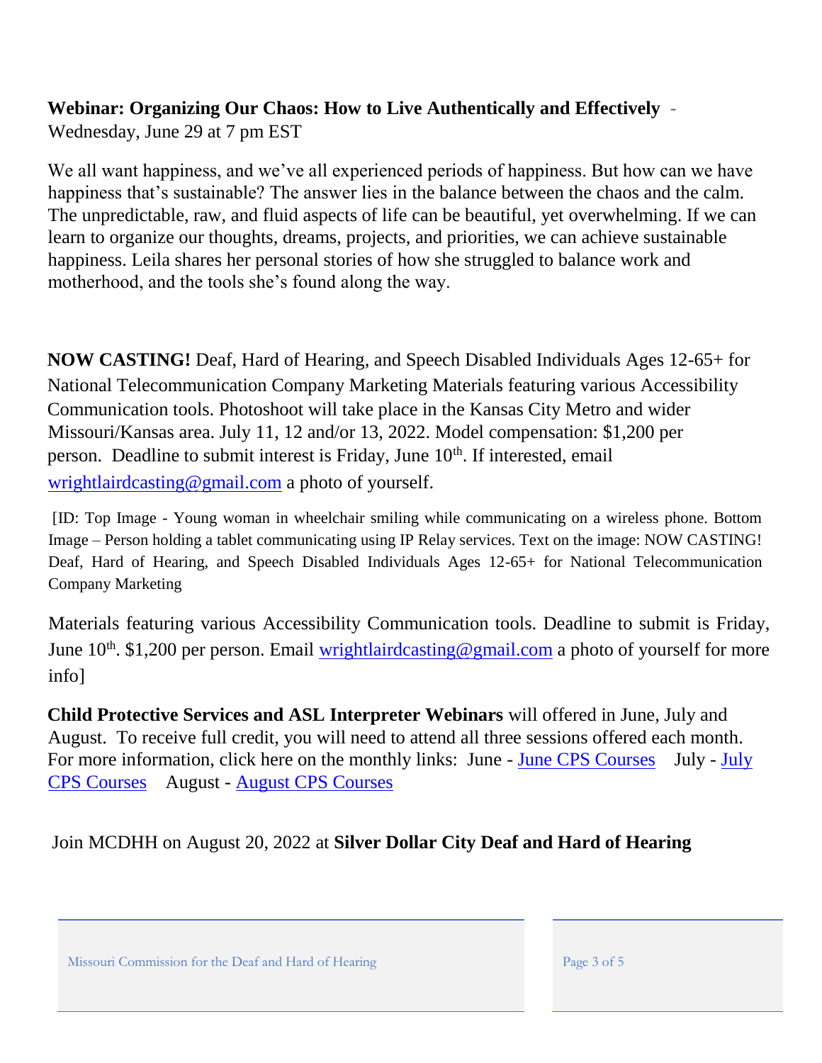**Webinar: Organizing Our Chaos: How to Live Authentically and Effectively** - Wednesday, June 29 at 7 pm EST

We all want happiness, and we've all experienced periods of happiness. But how can we have happiness that's sustainable? The answer lies in the balance between the chaos and the calm. The unpredictable, raw, and fluid aspects of life can be beautiful, yet overwhelming. If we can learn to organize our thoughts, dreams, projects, and priorities, we can achieve sustainable happiness. Leila shares her personal stories of how she struggled to balance work and motherhood, and the tools she's found along the way.

**NOW CASTING!** Deaf, Hard of Hearing, and Speech Disabled Individuals Ages 12-65+ for National Telecommunication Company Marketing Materials featuring various Accessibility Communication tools. Photoshoot will take place in the Kansas City Metro and wider Missouri/Kansas area. July 11, 12 and/or 13, 2022. Model compensation: $1,200 per person. Deadline to submit interest is Friday, June 10th. If interested, email wrightlairdcasting@gmail.com a photo of yourself.

[ID: Top Image - Young woman in wheelchair smiling while communicating on a wireless phone. Bottom Image – Person holding a tablet communicating using IP Relay services. Text on the image: NOW CASTING! Deaf, Hard of Hearing, and Speech Disabled Individuals Ages 12-65+ for National Telecommunication Company Marketing

Materials featuring various Accessibility Communication tools. Deadline to submit is Friday, June 10th. $1,200 per person. Email wrightlairdcasting@gmail.com a photo of yourself for more info]

**Child Protective Services and ASL Interpreter Webinars** will offered in June, July and August. To receive full credit, you will need to attend all three sessions offered each month. For more information, click here on the monthly links: June - June CPS Courses July - July CPS Courses August - August CPS Courses

Join MCDHH on August 20, 2022 at **Silver Dollar City Deaf and Hard of Hearing**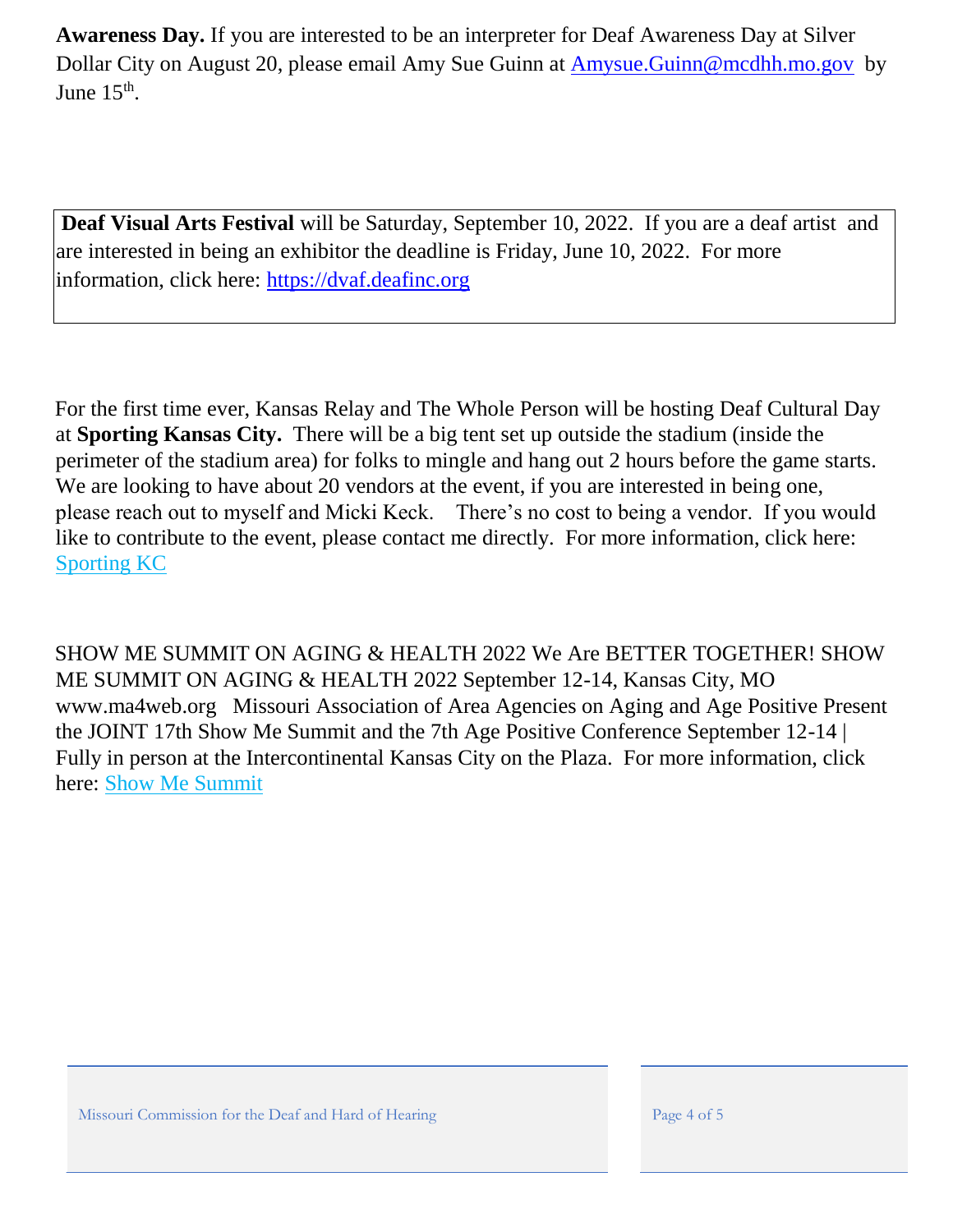**Awareness Day.** If you are interested to be an interpreter for Deaf Awareness Day at Silver Dollar City on August 20, please email Amy Sue Guinn at [Amysue.Guinn@mcdhh.mo.gov](mailto:Amysue.Guinn@mcdhh.mo.gov) by June 15th.

**Deaf Visual Arts Festival** will be Saturday, September 10, 2022. If you are a deaf artist and are interested in being an exhibitor the deadline is Friday, June 10, 2022. For more information, click here: [https://dvaf.deafinc.org](https://dvaf.deafinc.org)

For the first time ever, Kansas Relay and The Whole Person will be hosting Deaf Cultural Day at **Sporting Kansas City.** There will be a big tent set up outside the stadium (inside the perimeter of the stadium area) for folks to mingle and hang out 2 hours before the game starts. We are looking to have about 20 vendors at the event, if you are interested in being one, please reach out to myself and Micki Keck. There's no cost to being a vendor. If you would like to contribute to the event, please contact me directly. For more information, click here: Sporting KC

SHOW ME SUMMIT ON AGING & HEALTH 2022 We Are BETTER TOGETHER! SHOW ME SUMMIT ON AGING & HEALTH 2022 September 12-14, Kansas City, MO www.ma4web.org Missouri Association of Area Agencies on Aging and Age Positive Present the JOINT 17th Show Me Summit and the 7th Age Positive Conference September 12-14 | Fully in person at the Intercontinental Kansas City on the Plaza. For more information, click here: Show Me Summit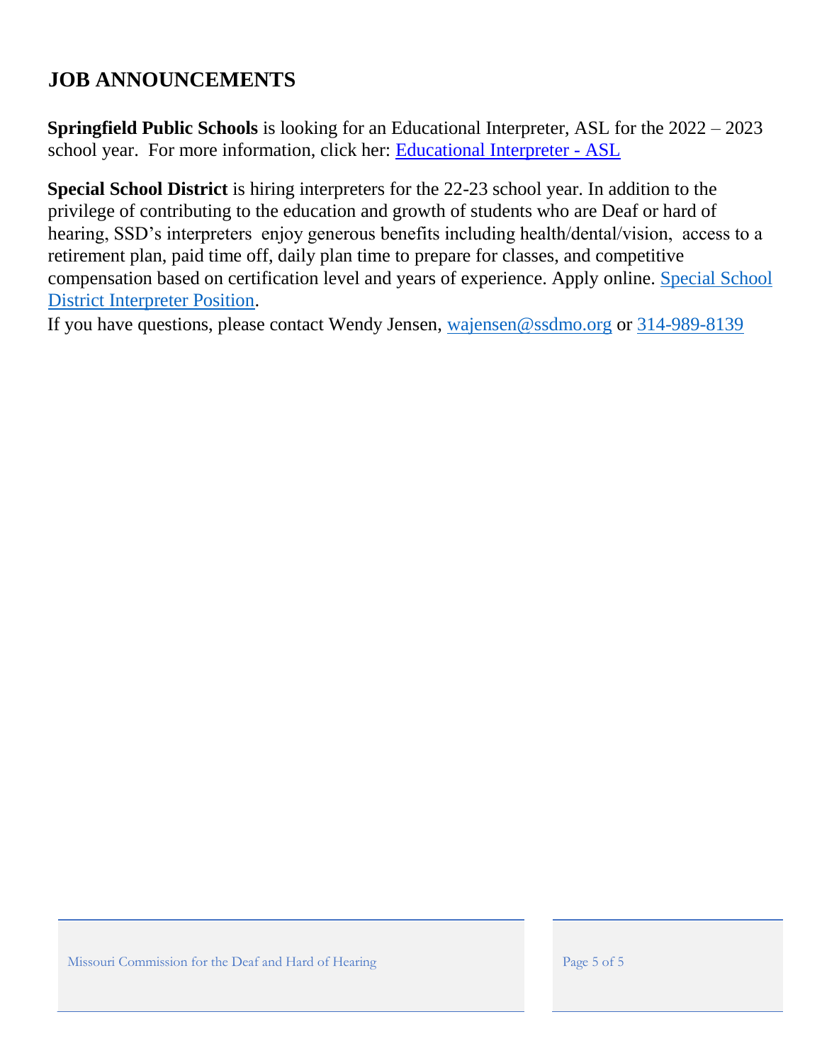## JOB ANNOUNCEMENTS

**Springfield Public Schools** is looking for an Educational Interpreter, ASL for the 2022 – 2023 school year. For more information, click her: Educational Interpreter - ASL

**Special School District** is hiring interpreters for the 22-23 school year. In addition to the privilege of contributing to the education and growth of students who are Deaf or hard of hearing, SSD's interpreters enjoy generous benefits including health/dental/vision, access to a retirement plan, paid time off, daily plan time to prepare for classes, and competitive compensation based on certification level and years of experience. Apply online. Special School District Interpreter Position.

If you have questions, please contact Wendy Jensen, wajensen@ssdmo.org or 314-989-8139